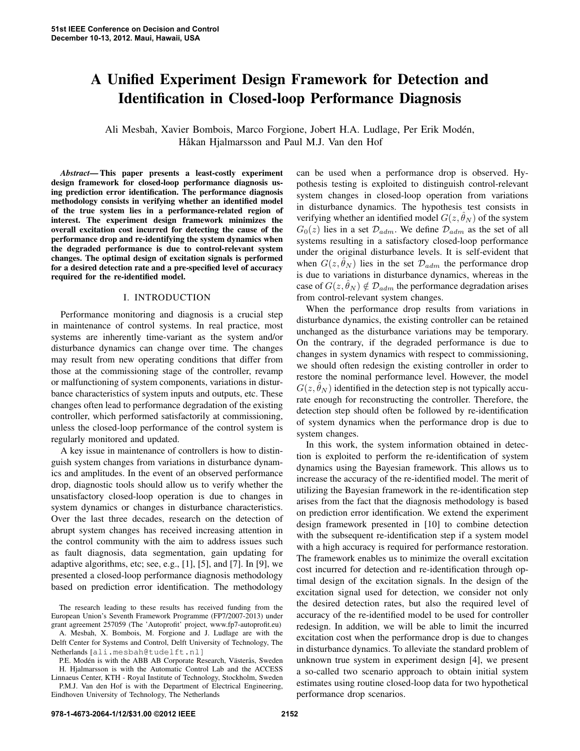# A Unified Experiment Design Framework for Detection and Identification in Closed-loop Performance Diagnosis

Ali Mesbah, Xavier Bombois, Marco Forgione, Jobert H.A. Ludlage, Per Erik Modén, Håkan Hjalmarsson and Paul M.J. Van den Hof

***Abstract*— This paper presents a least-costly experiment design framework for closed-loop performance diagnosis using prediction error identification. The performance diagnosis methodology consists in verifying whether an identified model of the true system lies in a performance-related region of interest. The experiment design framework minimizes the overall excitation cost incurred for detecting the cause of the performance drop and re-identifying the system dynamics when the degraded performance is due to control-relevant system changes. The optimal design of excitation signals is performed for a desired detection rate and a pre-specified level of accuracy required for the re-identified model.**

## I. INTRODUCTION

Performance monitoring and diagnosis is a crucial step in maintenance of control systems. In real practice, most systems are inherently time-variant as the system and/or disturbance dynamics can change over time. The changes may result from new operating conditions that differ from those at the commissioning stage of the controller, revamp or malfunctioning of system components, variations in disturbance characteristics of system inputs and outputs, etc. These changes often lead to performance degradation of the existing controller, which performed satisfactorily at commissioning, unless the closed-loop performance of the control system is regularly monitored and updated.

A key issue in maintenance of controllers is how to distinguish system changes from variations in disturbance dynamics and amplitudes. In the event of an observed performance drop, diagnostic tools should allow us to verify whether the unsatisfactory closed-loop operation is due to changes in system dynamics or changes in disturbance characteristics. Over the last three decades, research on the detection of abrupt system changes has received increasing attention in the control community with the aim to address issues such as fault diagnosis, data segmentation, gain updating for adaptive algorithms, etc; see, e.g., [1], [5], and [7]. In [9], we presented a closed-loop performance diagnosis methodology based on prediction error identification. The methodology can be used when a performance drop is observed. Hypothesis testing is exploited to distinguish control-relevant system changes in closed-loop operation from variations in disturbance dynamics. The hypothesis test consists in verifying whether an identified model $G(z, \hat{\theta}_N)$ of the system $G_0(z)$ lies in a set $\mathcal{D}_{adm}$. We define $\mathcal{D}_{adm}$ as the set of all systems resulting in a satisfactory closed-loop performance under the original disturbance levels. It is self-evident that when $G(z, \hat{\theta}_N)$ lies in the set $\mathcal{D}_{adm}$ the performance drop is due to variations in disturbance dynamics, whereas in the case of $G(z, \hat{\theta}_N) \notin \mathcal{D}_{adm}$ the performance degradation arises from control-relevant system changes.

When the performance drop results from variations in disturbance dynamics, the existing controller can be retained unchanged as the disturbance variations may be temporary. On the contrary, if the degraded performance is due to changes in system dynamics with respect to commissioning, we should often redesign the existing controller in order to restore the nominal performance level. However, the model $G(z, \hat{\theta}_N)$ identified in the detection step is not typically accurate enough for reconstructing the controller. Therefore, the detection step should often be followed by re-identification of system dynamics when the performance drop is due to system changes.

In this work, the system information obtained in detection is exploited to perform the re-identification of system dynamics using the Bayesian framework. This allows us to increase the accuracy of the re-identified model. The merit of utilizing the Bayesian framework in the re-identification step arises from the fact that the diagnosis methodology is based on prediction error identification. We extend the experiment design framework presented in [10] to combine detection with the subsequent re-identification step if a system model with a high accuracy is required for performance restoration. The framework enables us to minimize the overall excitation cost incurred for detection and re-identification through optimal design of the excitation signals. In the design of the excitation signal used for detection, we consider not only the desired detection rates, but also the required level of accuracy of the re-identified model to be used for controller redesign. In addition, we will be able to limit the incurred excitation cost when the performance drop is due to changes in disturbance dynamics. To alleviate the standard problem of unknown true system in experiment design [4], we present a so-called two scenario approach to obtain initial system estimates using routine closed-loop data for two hypothetical performance drop scenarios.

The research leading to these results has received funding from the European Union's Seventh Framework Programme (FP7/2007-2013) under grant agreement 257059 (The 'Autoprofit' project, www.fp7-autoprofit.eu)

A. Mesbah, X. Bombois, M. Forgione and J. Ludlage are with the Delft Center for Systems and Control, Delft University of Technology, The Netherlands [ali.mesbah@tudelft.nl]

P.E. Modén is with the ABB AB Corporate Research, Västerås, Sweden

H. Hjalmarsson is with the Automatic Control Lab and the ACCESS Linnaeus Center, KTH - Royal Institute of Technology, Stockholm, Sweden

P.M.J. Van den Hof is with the Department of Electrical Engineering, Eindhoven University of Technology, The Netherlands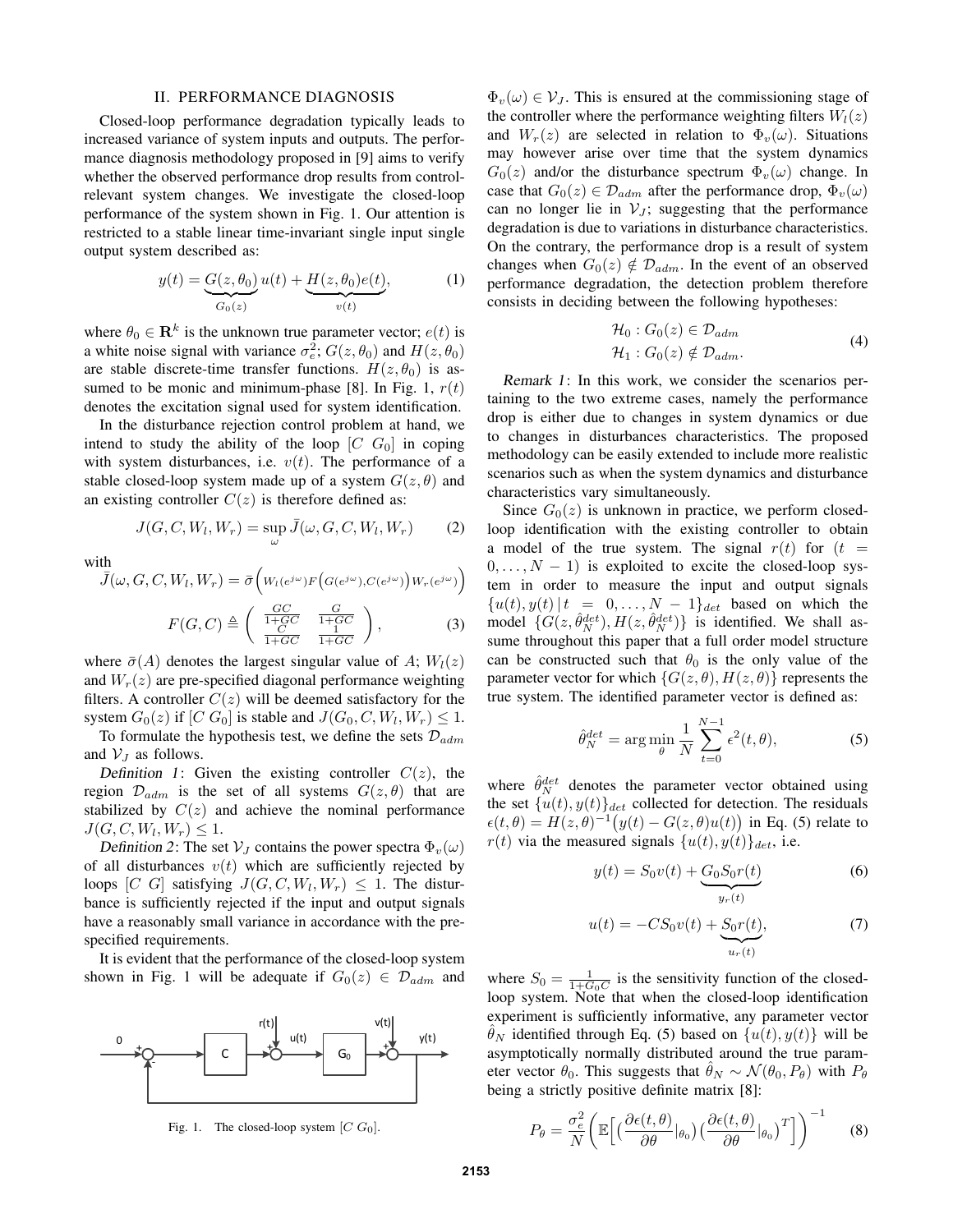## II. PERFORMANCE DIAGNOSIS

Closed-loop performance degradation typically leads to increased variance of system inputs and outputs. The performance diagnosis methodology proposed in [9] aims to verify whether the observed performance drop results from control-relevant system changes. We investigate the closed-loop performance of the system shown in Fig. 1. Our attention is restricted to a stable linear time-invariant single input single output system described as:

$$y(t) = \underbrace{G(z,\theta_0)}_{G_0(z)} u(t) + \underbrace{H(z,\theta_0)e(t)}_{v(t)}, \tag{1}$$

where $\theta_0 \in \mathbf{R}^k$ is the unknown true parameter vector; $e(t)$ is a white noise signal with variance $\sigma_e^2$; $G(z,\theta_0)$ and $H(z,\theta_0)$ are stable discrete-time transfer functions. $H(z,\theta_0)$ is assumed to be monic and minimum-phase [8]. In Fig. 1, $r(t)$ denotes the excitation signal used for system identification.

In the disturbance rejection control problem at hand, we intend to study the ability of the loop $[C\ G_0]$ in coping with system disturbances, i.e. $v(t)$. The performance of a stable closed-loop system made up of a system $G(z,\theta)$ and an existing controller $C(z)$ is therefore defined as:

$$J(G, C, W_l, W_r) = \sup_{\omega} \bar{J}(\omega, G, C, W_l, W_r) \tag{2}$$

with

$$\bar{J}(\omega, G, C, W_l, W_r) = \bar{\sigma}\Big(W_l(e^{j\omega}) F\big(G(e^{j\omega}), C(e^{j\omega})\big) W_r(e^{j\omega})\Big)$$

$$F(G,C) \triangleq \begin{pmatrix} \frac{GC}{1+GC} & \frac{G}{1+GC} \\ \frac{C}{1+GC} & \frac{1}{1+GC} \end{pmatrix}, \tag{3}$$

where $\bar{\sigma}(A)$ denotes the largest singular value of $A$; $W_l(z)$ and $W_r(z)$ are pre-specified diagonal performance weighting filters. A controller $C(z)$ will be deemed satisfactory for the system $G_0(z)$ if $[C\ G_0]$ is stable and $J(G_0, C, W_l, W_r) \leq 1$.

To formulate the hypothesis test, we define the sets $\mathcal{D}_{adm}$ and $\mathcal{V}_J$ as follows.

*Definition 1*: Given the existing controller $C(z)$, the region $\mathcal{D}_{adm}$ is the set of all systems $G(z,\theta)$ that are stabilized by $C(z)$ and achieve the nominal performance $J(G, C, W_l, W_r) \leq 1$.

*Definition 2*: The set $\mathcal{V}_J$ contains the power spectra $\Phi_v(\omega)$ of all disturbances $v(t)$ which are sufficiently rejected by loops $[C\ G]$ satisfying $J(G, C, W_l, W_r) \leq 1$. The disturbance is sufficiently rejected if the input and output signals have a reasonably small variance in accordance with the pre-specified requirements.

It is evident that the performance of the closed-loop system shown in Fig. 1 will be adequate if $G_0(z) \in \mathcal{D}_{adm}$ and $\Phi_v(\omega) \in \mathcal{V}_J$. This is ensured at the commissioning stage of the controller where the performance weighting filters $W_l(z)$ and $W_r(z)$ are selected in relation to $\Phi_v(\omega)$. Situations may however arise over time that the system dynamics $G_0(z)$ and/or the disturbance spectrum $\Phi_v(\omega)$ change. In case that $G_0(z) \in \mathcal{D}_{adm}$ after the performance drop, $\Phi_v(\omega)$ can no longer lie in $\mathcal{V}_J$; suggesting that the performance degradation is due to variations in disturbance characteristics. On the contrary, the performance drop is a result of system changes when $G_0(z) \notin \mathcal{D}_{adm}$. In the event of an observed performance degradation, the detection problem therefore consists in deciding between the following hypotheses:

$$\begin{aligned} \mathcal{H}_0 &: G_0(z) \in \mathcal{D}_{adm} \\ \mathcal{H}_1 &: G_0(z) \notin \mathcal{D}_{adm}. \end{aligned} \tag{4}$$

*Remark 1*: In this work, we consider the scenarios pertaining to the two extreme cases, namely the performance drop is either due to changes in system dynamics or due to changes in disturbances characteristics. The proposed methodology can be easily extended to include more realistic scenarios such as when the system dynamics and disturbance characteristics vary simultaneously.

Since $G_0(z)$ is unknown in practice, we perform closed-loop identification with the existing controller to obtain a model of the true system. The signal $r(t)$ for $(t = 0, \ldots, N-1)$ is exploited to excite the closed-loop system in order to measure the input and output signals $\{u(t), y(t)\,|\,t = 0, \ldots, N-1\}_{det}$ based on which the model $\{G(z, \hat{\theta}_N^{det}), H(z, \hat{\theta}_N^{det})\}$ is identified. We shall assume throughout this paper that a full order model structure can be constructed such that $\theta_0$ is the only value of the parameter vector for which $\{G(z,\theta), H(z,\theta)\}$ represents the true system. The identified parameter vector is defined as:

$$\hat{\theta}_N^{det} = \arg\min_{\theta} \frac{1}{N} \sum_{t=0}^{N-1} \epsilon^2(t,\theta), \tag{5}$$

where $\hat{\theta}_N^{det}$ denotes the parameter vector obtained using the set $\{u(t), y(t)\}_{det}$ collected for detection. The residuals $\epsilon(t,\theta) = H(z,\theta)^{-1}\big(y(t) - G(z,\theta)u(t)\big)$ in Eq. (5) relate to $r(t)$ via the measured signals $\{u(t), y(t)\}_{det}$, i.e.

$$y(t) = S_0 v(t) + \underbrace{G_0 S_0 r(t)}_{y_r(t)} \tag{6}$$

$$u(t) = -C S_0 v(t) + \underbrace{S_0 r(t)}_{u_r(t)}, \tag{7}$$

where $S_0 = \frac{1}{1+G_0 C}$ is the sensitivity function of the closed-loop system. Note that when the closed-loop identification experiment is sufficiently informative, any parameter vector $\hat{\theta}_N$ identified through Eq. (5) based on $\{u(t), y(t)\}$ will be asymptotically normally distributed around the true parameter vector $\theta_0$. This suggests that $\hat{\theta}_N \sim \mathcal{N}(\theta_0, P_\theta)$ with $P_\theta$ being a strictly positive definite matrix [8]:

$$P_\theta = \frac{\sigma_e^2}{N}\left(\mathbb{E}\Big[\big(\frac{\partial \epsilon(t,\theta)}{\partial \theta}\big|_{\theta_0}\big)\big(\frac{\partial \epsilon(t,\theta)}{\partial \theta}\big|_{\theta_0}\big)^T\Big]\right)^{-1} \tag{8}$$

Fig. 1. The closed-loop system $[C\ G_0]$.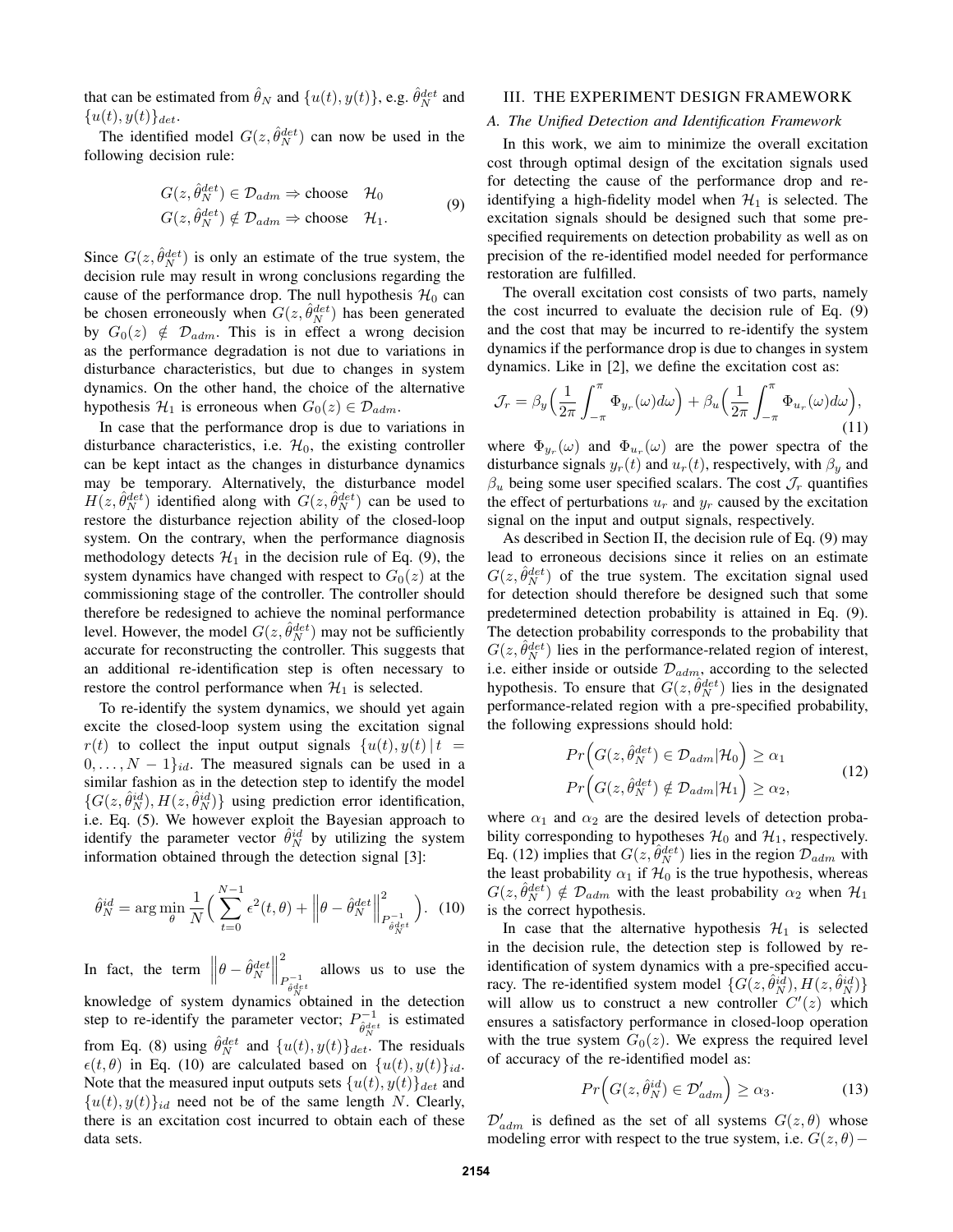that can be estimated from $\hat{\theta}_N$ and $\{u(t), y(t)\}$, e.g. $\hat{\theta}_N^{det}$ and $\{u(t), y(t)\}_{det}$.

The identified model $G(z, \hat{\theta}_N^{det})$ can now be used in the following decision rule:

$$
\begin{aligned}
G(z, \hat{\theta}_N^{det}) \in \mathcal{D}_{adm} &\Rightarrow \text{choose} \quad \mathcal{H}_0 \\
G(z, \hat{\theta}_N^{det}) \notin \mathcal{D}_{adm} &\Rightarrow \text{choose} \quad \mathcal{H}_1.
\end{aligned} \tag{9}
$$

Since $G(z, \hat{\theta}_N^{det})$ is only an estimate of the true system, the decision rule may result in wrong conclusions regarding the cause of the performance drop. The null hypothesis $\mathcal{H}_0$ can be chosen erroneously when $G(z, \hat{\theta}_N^{det})$ has been generated by $G_0(z) \notin \mathcal{D}_{adm}$. This is in effect a wrong decision as the performance degradation is not due to variations in disturbance characteristics, but due to changes in system dynamics. On the other hand, the choice of the alternative hypothesis $\mathcal{H}_1$ is erroneous when $G_0(z) \in \mathcal{D}_{adm}$.

In case that the performance drop is due to variations in disturbance characteristics, i.e. $\mathcal{H}_0$, the existing controller can be kept intact as the changes in disturbance dynamics may be temporary. Alternatively, the disturbance model $H(z, \hat{\theta}_N^{det})$ identified along with $G(z, \hat{\theta}_N^{det})$ can be used to restore the disturbance rejection ability of the closed-loop system. On the contrary, when the performance diagnosis methodology detects $\mathcal{H}_1$ in the decision rule of Eq. (9), the system dynamics have changed with respect to $G_0(z)$ at the commissioning stage of the controller. The controller should therefore be redesigned to achieve the nominal performance level. However, the model $G(z, \hat{\theta}_N^{det})$ may not be sufficiently accurate for reconstructing the controller. This suggests that an additional re-identification step is often necessary to restore the control performance when $\mathcal{H}_1$ is selected.

To re-identify the system dynamics, we should yet again excite the closed-loop system using the excitation signal $r(t)$ to collect the input output signals $\{u(t), y(t) \,|\, t = 0, \ldots, N-1\}_{id}$. The measured signals can be used in a similar fashion as in the detection step to identify the model $\{G(z, \hat{\theta}_N^{id}), H(z, \hat{\theta}_N^{id})\}$ using prediction error identification, i.e. Eq. (5). We however exploit the Bayesian approach to identify the parameter vector $\hat{\theta}_N^{id}$ by utilizing the system information obtained through the detection signal [3]:

$$
\hat{\theta}_N^{id} = \arg\min_{\theta} \frac{1}{N}\Big( \sum_{t=0}^{N-1} \epsilon^2(t, \theta) + \left\| \theta - \hat{\theta}_N^{det} \right\|^2_{P^{-1}_{\hat{\theta}_N^{det}}} \Big). \tag{10}
$$

In fact, the term $\left\| \theta - \hat{\theta}_N^{det} \right\|^2_{P^{-1}_{\hat{\theta}_N^{det}}}$ allows us to use the knowledge of system dynamics obtained in the detection step to re-identify the parameter vector; $P^{-1}_{\hat{\theta}_N^{det}}$ is estimated from Eq. (8) using $\hat{\theta}_N^{det}$ and $\{u(t), y(t)\}_{det}$. The residuals $\epsilon(t, \theta)$ in Eq. (10) are calculated based on $\{u(t), y(t)\}_{id}$. Note that the measured input outputs sets $\{u(t), y(t)\}_{det}$ and $\{u(t), y(t)\}_{id}$ need not be of the same length $N$. Clearly, there is an excitation cost incurred to obtain each of these data sets.

## III. THE EXPERIMENT DESIGN FRAMEWORK

### *A. The Unified Detection and Identification Framework*

In this work, we aim to minimize the overall excitation cost through optimal design of the excitation signals used for detecting the cause of the performance drop and re-identifying a high-fidelity model when $\mathcal{H}_1$ is selected. The excitation signals should be designed such that some pre-specified requirements on detection probability as well as on precision of the re-identified model needed for performance restoration are fulfilled.

The overall excitation cost consists of two parts, namely the cost incurred to evaluate the decision rule of Eq. (9) and the cost that may be incurred to re-identify the system dynamics if the performance drop is due to changes in system dynamics. Like in [2], we define the excitation cost as:

$$
\mathcal{J}_r = \beta_y \Big( \frac{1}{2\pi} \int_{-\pi}^{\pi} \Phi_{y_r}(\omega) d\omega \Big) + \beta_u \Big( \frac{1}{2\pi} \int_{-\pi}^{\pi} \Phi_{u_r}(\omega) d\omega \Big), \tag{11}
$$

where $\Phi_{y_r}(\omega)$ and $\Phi_{u_r}(\omega)$ are the power spectra of the disturbance signals $y_r(t)$ and $u_r(t)$, respectively, with $\beta_y$ and $\beta_u$ being some user specified scalars. The cost $\mathcal{J}_r$ quantifies the effect of perturbations $u_r$ and $y_r$ caused by the excitation signal on the input and output signals, respectively.

As described in Section II, the decision rule of Eq. (9) may lead to erroneous decisions since it relies on an estimate $G(z, \hat{\theta}_N^{det})$ of the true system. The excitation signal used for detection should therefore be designed such that some predetermined detection probability is attained in Eq. (9). The detection probability corresponds to the probability that $G(z, \hat{\theta}_N^{det})$ lies in the performance-related region of interest, i.e. either inside or outside $\mathcal{D}_{adm}$, according to the selected hypothesis. To ensure that $G(z, \hat{\theta}_N^{det})$ lies in the designated performance-related region with a pre-specified probability, the following expressions should hold:

$$
\begin{aligned}
Pr\Big( G(z, \hat{\theta}_N^{det}) \in \mathcal{D}_{adm} | \mathcal{H}_0 \Big) &\geq \alpha_1 \\
Pr\Big( G(z, \hat{\theta}_N^{det}) \notin \mathcal{D}_{adm} | \mathcal{H}_1 \Big) &\geq \alpha_2,
\end{aligned} \tag{12}
$$

where $\alpha_1$ and $\alpha_2$ are the desired levels of detection probability corresponding to hypotheses $\mathcal{H}_0$ and $\mathcal{H}_1$, respectively. Eq. (12) implies that $G(z, \hat{\theta}_N^{det})$ lies in the region $\mathcal{D}_{adm}$ with the least probability $\alpha_1$ if $\mathcal{H}_0$ is the true hypothesis, whereas $G(z, \hat{\theta}_N^{det}) \notin \mathcal{D}_{adm}$ with the least probability $\alpha_2$ when $\mathcal{H}_1$ is the correct hypothesis.

In case that the alternative hypothesis $\mathcal{H}_1$ is selected in the decision rule, the detection step is followed by re-identification of system dynamics with a pre-specified accuracy. The re-identified system model $\{G(z, \hat{\theta}_N^{id}), H(z, \hat{\theta}_N^{id})\}$ will allow us to construct a new controller $C'(z)$ which ensures a satisfactory performance in closed-loop operation with the true system $G_0(z)$. We express the required level of accuracy of the re-identified model as:

$$
Pr\Big( G(z, \hat{\theta}_N^{id}) \in \mathcal{D}'_{adm} \Big) \geq \alpha_3. \tag{13}
$$

$\mathcal{D}'_{adm}$ is defined as the set of all systems $G(z, \theta)$ whose modeling error with respect to the true system, i.e. $G(z, \theta) -$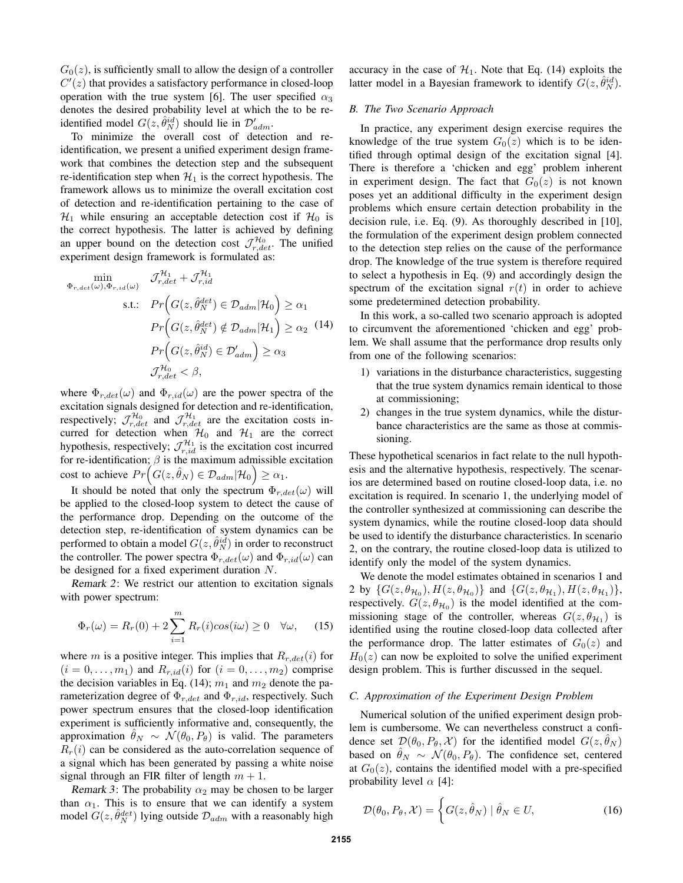$G_0(z)$, is sufficiently small to allow the design of a controller $C'(z)$ that provides a satisfactory performance in closed-loop operation with the true system [6]. The user specified $\alpha_3$ denotes the desired probability level at which the to be re-identified model $G(z,\hat{\theta}_N^{id})$ should lie in $\mathcal{D}'_{adm}$.

To minimize the overall cost of detection and re-identification, we present a unified experiment design framework that combines the detection step and the subsequent re-identification step when $\mathcal{H}_1$ is the correct hypothesis. The framework allows us to minimize the overall excitation cost of detection and re-identification pertaining to the case of $\mathcal{H}_1$ while ensuring an acceptable detection cost if $\mathcal{H}_0$ is the correct hypothesis. The latter is achieved by defining an upper bound on the detection cost $\mathcal{J}_{r,det}^{\mathcal{H}_0}$. The unified experiment design framework is formulated as:

$$
\begin{aligned}
\min_{\Phi_{r,det}(\omega),\Phi_{r,id}(\omega)} \quad & \mathcal{J}_{r,det}^{\mathcal{H}_1} + \mathcal{J}_{r,id}^{\mathcal{H}_1} \\
\text{s.t.:} \quad & Pr\Big(G(z,\hat{\theta}_N^{det}) \in \mathcal{D}_{adm}|\mathcal{H}_0\Big) \geq \alpha_1 \\
& Pr\Big(G(z,\hat{\theta}_N^{det}) \notin \mathcal{D}_{adm}|\mathcal{H}_1\Big) \geq \alpha_2 \\
& Pr\Big(G(z,\hat{\theta}_N^{id}) \in \mathcal{D}'_{adm}\Big) \geq \alpha_3 \\
& \mathcal{J}_{r,det}^{\mathcal{H}_0} < \beta,
\end{aligned}
\tag{14}
$$

where $\Phi_{r,det}(\omega)$ and $\Phi_{r,id}(\omega)$ are the power spectra of the excitation signals designed for detection and re-identification, respectively; $\mathcal{J}_{r,det}^{\mathcal{H}_0}$ and $\mathcal{J}_{r,det}^{\mathcal{H}_1}$ are the excitation costs incurred for detection when $\mathcal{H}_0$ and $\mathcal{H}_1$ are the correct hypothesis, respectively; $\mathcal{J}_{r,id}^{\mathcal{H}_1}$ is the excitation cost incurred for re-identification; $\beta$ is the maximum admissible excitation cost to achieve $Pr\Big(G(z,\hat{\theta}_N) \in \mathcal{D}_{adm}|\mathcal{H}_0\Big) \geq \alpha_1$.

It should be noted that only the spectrum $\Phi_{r,det}(\omega)$ will be applied to the closed-loop system to detect the cause of the performance drop. Depending on the outcome of the detection step, re-identification of system dynamics can be performed to obtain a model $G(z,\hat{\theta}_N^{id})$ in order to reconstruct the controller. The power spectra $\Phi_{r,det}(\omega)$ and $\Phi_{r,id}(\omega)$ can be designed for a fixed experiment duration $N$.

*Remark 2*: We restrict our attention to excitation signals with power spectrum:

$$
\Phi_r(\omega) = R_r(0) + 2\sum_{i=1}^{m} R_r(i)cos(i\omega) \geq 0 \quad \forall\omega, \tag{15}
$$

where $m$ is a positive integer. This implies that $R_{r,det}(i)$ for $(i = 0,\ldots,m_1)$ and $R_{r,id}(i)$ for $(i = 0,\ldots,m_2)$ comprise the decision variables in Eq. (14); $m_1$ and $m_2$ denote the parameterization degree of $\Phi_{r,det}$ and $\Phi_{r,id}$, respectively. Such power spectrum ensures that the closed-loop identification experiment is sufficiently informative and, consequently, the approximation $\hat{\theta}_N \sim \mathcal{N}(\theta_0, P_\theta)$ is valid. The parameters $R_r(i)$ can be considered as the auto-correlation sequence of a signal which has been generated by passing a white noise signal through an FIR filter of length $m+1$.

*Remark 3*: The probability $\alpha_2$ may be chosen to be larger than $\alpha_1$. This is to ensure that we can identify a system model $G(z,\hat{\theta}_N^{det})$ lying outside $\mathcal{D}_{adm}$ with a reasonably high accuracy in the case of $\mathcal{H}_1$. Note that Eq. (14) exploits the latter model in a Bayesian framework to identify $G(z,\hat{\theta}_N^{id})$.

### *B. The Two Scenario Approach*

In practice, any experiment design exercise requires the knowledge of the true system $G_0(z)$ which is to be identified through optimal design of the excitation signal [4]. There is therefore a 'chicken and egg' problem inherent in experiment design. The fact that $G_0(z)$ is not known poses yet an additional difficulty in the experiment design problems which ensure certain detection probability in the decision rule, i.e. Eq. (9). As thoroughly described in [10], the formulation of the experiment design problem connected to the detection step relies on the cause of the performance drop. The knowledge of the true system is therefore required to select a hypothesis in Eq. (9) and accordingly design the spectrum of the excitation signal $r(t)$ in order to achieve some predetermined detection probability.

In this work, a so-called two scenario approach is adopted to circumvent the aforementioned 'chicken and egg' problem. We shall assume that the performance drop results only from one of the following scenarios:

1) variations in the disturbance characteristics, suggesting that the true system dynamics remain identical to those at commissioning;
2) changes in the true system dynamics, while the disturbance characteristics are the same as those at commissioning.

These hypothetical scenarios in fact relate to the null hypothesis and the alternative hypothesis, respectively. The scenarios are determined based on routine closed-loop data, i.e. no excitation is required. In scenario 1, the underlying model of the controller synthesized at commissioning can describe the system dynamics, while the routine closed-loop data should be used to identify the disturbance characteristics. In scenario 2, on the contrary, the routine closed-loop data is utilized to identify only the model of the system dynamics.

We denote the model estimates obtained in scenarios 1 and 2 by $\{G(z,\theta_{\mathcal{H}_0}), H(z,\theta_{\mathcal{H}_0})\}$ and $\{G(z,\theta_{\mathcal{H}_1}), H(z,\theta_{\mathcal{H}_1})\}$, respectively. $G(z,\theta_{\mathcal{H}_0})$ is the model identified at the commissioning stage of the controller, whereas $G(z,\theta_{\mathcal{H}_1})$ is identified using the routine closed-loop data collected after the performance drop. The latter estimates of $G_0(z)$ and $H_0(z)$ can now be exploited to solve the unified experiment design problem. This is further discussed in the sequel.

### *C. Approximation of the Experiment Design Problem*

Numerical solution of the unified experiment design problem is cumbersome. We can nevertheless construct a confidence set $\mathcal{D}(\theta_0, P_\theta, \mathcal{X})$ for the identified model $G(z,\hat{\theta}_N)$ based on $\hat{\theta}_N \sim \mathcal{N}(\theta_0, P_\theta)$. The confidence set, centered at $G_0(z)$, contains the identified model with a pre-specified probability level $\alpha$ [4]:

$$
\mathcal{D}(\theta_0, P_\theta, \mathcal{X}) = \Big\{ G(z,\hat{\theta}_N) \mid \hat{\theta}_N \in U, \tag{16}
$$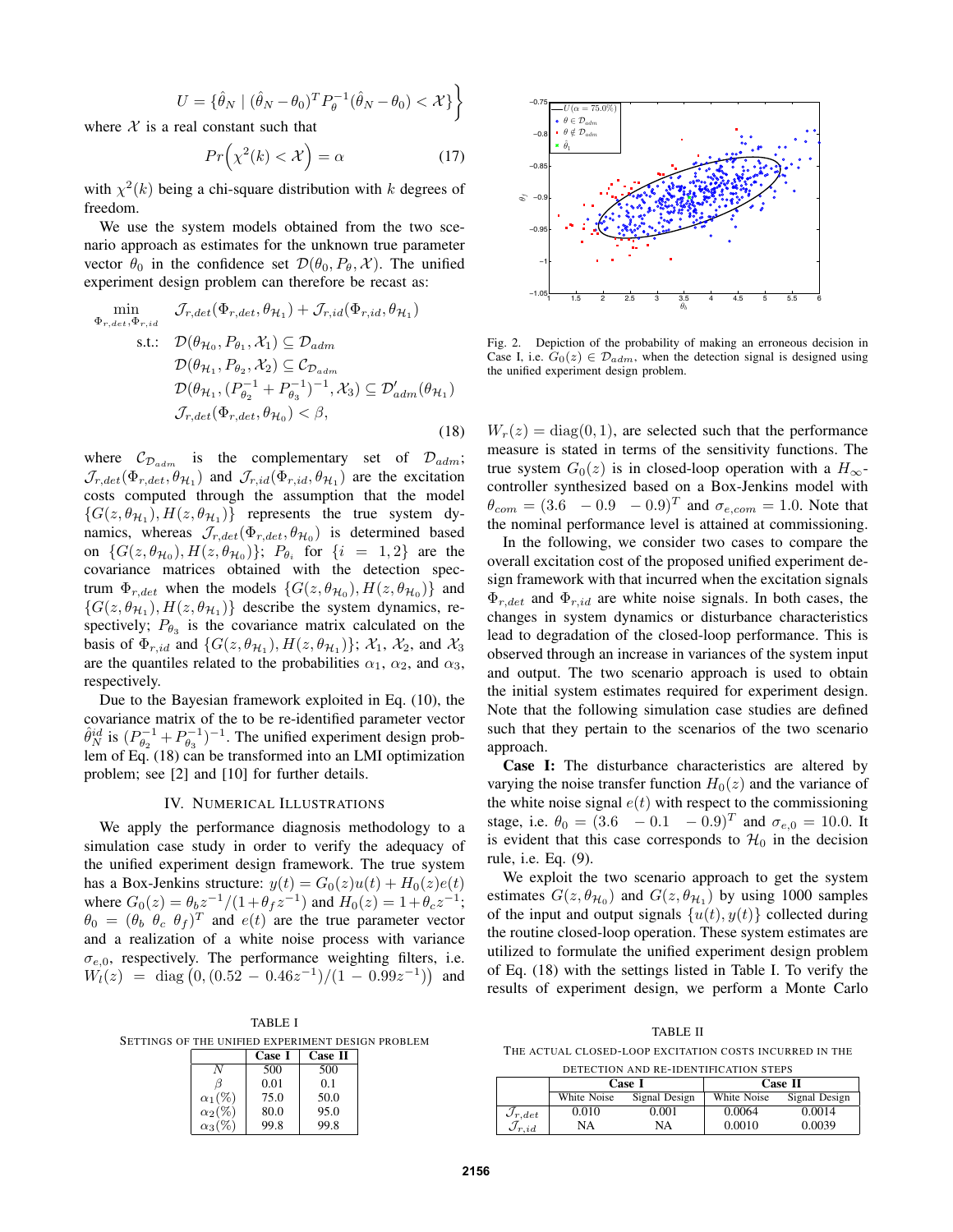$$U = \{\hat{\theta}_N \mid (\hat{\theta}_N - \theta_0)^T P_\theta^{-1} (\hat{\theta}_N - \theta_0) < \mathcal{X}\}\Big\}$$

where $\mathcal{X}$ is a real constant such that

$$Pr\Big(\chi^2(k) < \mathcal{X}\Big) = \alpha \tag{17}$$

with $\chi^2(k)$ being a chi-square distribution with $k$ degrees of freedom.

We use the system models obtained from the two scenario approach as estimates for the unknown true parameter vector $\theta_0$ in the confidence set $\mathcal{D}(\theta_0, P_\theta, \mathcal{X})$. The unified experiment design problem can therefore be recast as:

$$\begin{aligned}
\min_{\Phi_{r,det}, \Phi_{r,id}} \quad & \mathcal{J}_{r,det}(\Phi_{r,det}, \theta_{\mathcal{H}_1}) + \mathcal{J}_{r,id}(\Phi_{r,id}, \theta_{\mathcal{H}_1}) \\
\text{s.t.:} \quad & \mathcal{D}(\theta_{\mathcal{H}_0}, P_{\theta_1}, \mathcal{X}_1) \subseteq \mathcal{D}_{adm} \\
& \mathcal{D}(\theta_{\mathcal{H}_1}, P_{\theta_2}, \mathcal{X}_2) \subseteq \mathcal{C}_{\mathcal{D}_{adm}} \\
& \mathcal{D}(\theta_{\mathcal{H}_1}, (P_{\theta_2}^{-1} + P_{\theta_3}^{-1})^{-1}, \mathcal{X}_3) \subseteq \mathcal{D}'_{adm}(\theta_{\mathcal{H}_1}) \\
& \mathcal{J}_{r,det}(\Phi_{r,det}, \theta_{\mathcal{H}_0}) < \beta,
\end{aligned} \tag{18}$$

where $\mathcal{C}_{\mathcal{D}_{adm}}$ is the complementary set of $\mathcal{D}_{adm}$; $\mathcal{J}_{r,det}(\Phi_{r,det}, \theta_{\mathcal{H}_1})$ and $\mathcal{J}_{r,id}(\Phi_{r,id}, \theta_{\mathcal{H}_1})$ are the excitation costs computed through the assumption that the model $\{G(z, \theta_{\mathcal{H}_1}), H(z, \theta_{\mathcal{H}_1})\}$ represents the true system dynamics, whereas $\mathcal{J}_{r,det}(\Phi_{r,det}, \theta_{\mathcal{H}_0})$ is determined based on $\{G(z, \theta_{\mathcal{H}_0}), H(z, \theta_{\mathcal{H}_0})\}$; $P_{\theta_i}$ for $\{i = 1, 2\}$ are the covariance matrices obtained with the detection spectrum $\Phi_{r,det}$ when the models $\{G(z, \theta_{\mathcal{H}_0}), H(z, \theta_{\mathcal{H}_0})\}$ and $\{G(z, \theta_{\mathcal{H}_1}), H(z, \theta_{\mathcal{H}_1})\}$ describe the system dynamics, respectively; $P_{\theta_3}$ is the covariance matrix calculated on the basis of $\Phi_{r,id}$ and $\{G(z, \theta_{\mathcal{H}_1}), H(z, \theta_{\mathcal{H}_1})\}$; $\mathcal{X}_1$, $\mathcal{X}_2$, and $\mathcal{X}_3$ are the quantiles related to the probabilities $\alpha_1$, $\alpha_2$, and $\alpha_3$, respectively.

Due to the Bayesian framework exploited in Eq. (10), the covariance matrix of the to be re-identified parameter vector $\hat{\theta}_N^{id}$ is $(P_{\theta_2}^{-1} + P_{\theta_3}^{-1})^{-1}$. The unified experiment design problem of Eq. (18) can be transformed into an LMI optimization problem; see [2] and [10] for further details.

## IV. Numerical Illustrations

We apply the performance diagnosis methodology to a simulation case study in order to verify the adequacy of the unified experiment design framework. The true system has a Box-Jenkins structure: $y(t) = G_0(z)u(t) + H_0(z)e(t)$ where $G_0(z) = \theta_b z^{-1}/(1 + \theta_f z^{-1})$ and $H_0(z) = 1 + \theta_c z^{-1}$; $\theta_0 = (\theta_b \ \theta_c \ \theta_f)^T$ and $e(t)$ are the true parameter vector and a realization of a white noise process with variance $\sigma_{e,0}$, respectively. The performance weighting filters, i.e. $W_l(z) = \text{diag}\left(0, (0.52 - 0.46z^{-1})/(1 - 0.99z^{-1})\right)$ and $W_r(z) = \text{diag}(0, 1)$, are selected such that the performance measure is stated in terms of the sensitivity functions. The true system $G_0(z)$ is in closed-loop operation with a $H_\infty$-controller synthesized based on a Box-Jenkins model with $\theta_{com} = (3.6 \ \ -0.9 \ \ -0.9)^T$ and $\sigma_{e,com} = 1.0$. Note that the nominal performance level is attained at commissioning.

TABLE I
Settings of the unified experiment design problem

| | Case I | Case II |
|---|---|---|
| $N$ | 500 | 500 |
| $\beta$ | 0.01 | 0.1 |
| $\alpha_1(\%)$ | 75.0 | 50.0 |
| $\alpha_2(\%)$ | 80.0 | 95.0 |
| $\alpha_3(\%)$ | 99.8 | 99.8 |

Fig. 2. Depiction of the probability of making an erroneous decision in Case I, i.e. $G_0(z) \in \mathcal{D}_{adm}$, when the detection signal is designed using the unified experiment design problem.

In the following, we consider two cases to compare the overall excitation cost of the proposed unified experiment design framework with that incurred when the excitation signals $\Phi_{r,det}$ and $\Phi_{r,id}$ are white noise signals. In both cases, the changes in system dynamics or disturbance characteristics lead to degradation of the closed-loop performance. This is observed through an increase in variances of the system input and output. The two scenario approach is used to obtain the initial system estimates required for experiment design. Note that the following simulation case studies are defined such that they pertain to the scenarios of the two scenario approach.

**Case I:** The disturbance characteristics are altered by varying the noise transfer function $H_0(z)$ and the variance of the white noise signal $e(t)$ with respect to the commissioning stage, i.e. $\theta_0 = (3.6 \ \ -0.1 \ \ -0.9)^T$ and $\sigma_{e,0} = 10.0$. It is evident that this case corresponds to $\mathcal{H}_0$ in the decision rule, i.e. Eq. (9).

We exploit the two scenario approach to get the system estimates $G(z, \theta_{\mathcal{H}_0})$ and $G(z, \theta_{\mathcal{H}_1})$ by using 1000 samples of the input and output signals $\{u(t), y(t)\}$ collected during the routine closed-loop operation. These system estimates are utilized to formulate the unified experiment design problem of Eq. (18) with the settings listed in Table I. To verify the results of experiment design, we perform a Monte Carlo

TABLE II
The actual closed-loop excitation costs incurred in the detection and re-identification steps

| | Case I | | Case II | |
|---|---|---|---|---|
| | White Noise | Signal Design | White Noise | Signal Design |
| $\mathcal{J}_{r,det}$ | 0.010 | 0.001 | 0.0064 | 0.0014 |
| $\mathcal{J}_{r,id}$ | NA | NA | 0.0010 | 0.0039 |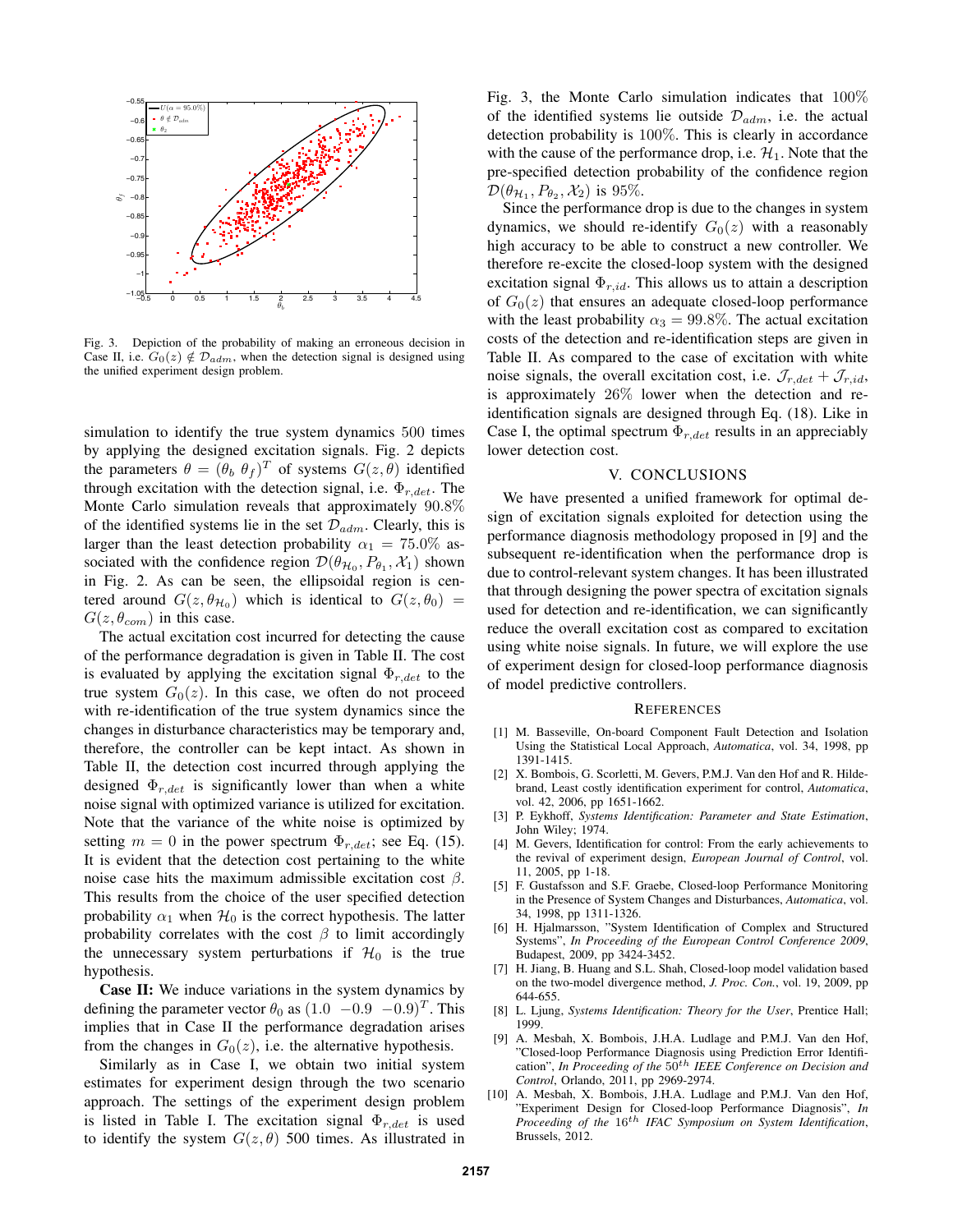−0.55
−0.6
−0.65
−0.7
−0.75
−0.8
−0.85
−0.9
−0.95
−1
−1.05
−0.5 0 0.5 1 1.5 2 2.5 3 3.5 4 4.5
$\theta_f$
$\theta_b$
$U(\alpha = 95.0\%)$
$\theta \notin \mathcal{D}_{adm}$
$\theta_2$

Fig. 3. Depiction of the probability of making an erroneous decision in Case II, i.e. $G_0(z) \notin \mathcal{D}_{adm}$, when the detection signal is designed using the unified experiment design problem.

simulation to identify the true system dynamics 500 times by applying the designed excitation signals. Fig. 2 depicts the parameters $\theta = (\theta_b \ \theta_f)^T$ of systems $G(z, \theta)$ identified through excitation with the detection signal, i.e. $\Phi_{r,det}$. The Monte Carlo simulation reveals that approximately $90.8\%$ of the identified systems lie in the set $\mathcal{D}_{adm}$. Clearly, this is larger than the least detection probability $\alpha_1 = 75.0\%$ associated with the confidence region $\mathcal{D}(\theta_{\mathcal{H}_0}, P_{\theta_1}, \mathcal{X}_1)$ shown in Fig. 2. As can be seen, the ellipsoidal region is centered around $G(z, \theta_{\mathcal{H}_0})$ which is identical to $G(z, \theta_0) = G(z, \theta_{com})$ in this case.

The actual excitation cost incurred for detecting the cause of the performance degradation is given in Table II. The cost is evaluated by applying the excitation signal $\Phi_{r,det}$ to the true system $G_0(z)$. In this case, we often do not proceed with re-identification of the true system dynamics since the changes in disturbance characteristics may be temporary and, therefore, the controller can be kept intact. As shown in Table II, the detection cost incurred through applying the designed $\Phi_{r,det}$ is significantly lower than when a white noise signal with optimized variance is utilized for excitation. Note that the variance of the white noise is optimized by setting $m = 0$ in the power spectrum $\Phi_{r,det}$; see Eq. (15). It is evident that the detection cost pertaining to the white noise case hits the maximum admissible excitation cost $\beta$. This results from the choice of the user specified detection probability $\alpha_1$ when $\mathcal{H}_0$ is the correct hypothesis. The latter probability correlates with the cost $\beta$ to limit accordingly the unnecessary system perturbations if $\mathcal{H}_0$ is the true hypothesis.

**Case II:** We induce variations in the system dynamics by defining the parameter vector $\theta_0$ as $(1.0 \ \ -0.9 \ \ -0.9)^T$. This implies that in Case II the performance degradation arises from the changes in $G_0(z)$, i.e. the alternative hypothesis.

Similarly as in Case I, we obtain two initial system estimates for experiment design through the two scenario approach. The settings of the experiment design problem is listed in Table I. The excitation signal $\Phi_{r,det}$ is used to identify the system $G(z, \theta)$ 500 times. As illustrated in Fig. 3, the Monte Carlo simulation indicates that $100\%$ of the identified systems lie outside $\mathcal{D}_{adm}$, i.e. the actual detection probability is $100\%$. This is clearly in accordance with the cause of the performance drop, i.e. $\mathcal{H}_1$. Note that the pre-specified detection probability of the confidence region $\mathcal{D}(\theta_{\mathcal{H}_1}, P_{\theta_2}, \mathcal{X}_2)$ is $95\%$.

Since the performance drop is due to the changes in system dynamics, we should re-identify $G_0(z)$ with a reasonably high accuracy to be able to construct a new controller. We therefore re-excite the closed-loop system with the designed excitation signal $\Phi_{r,id}$. This allows us to attain a description of $G_0(z)$ that ensures an adequate closed-loop performance with the least probability $\alpha_3 = 99.8\%$. The actual excitation costs of the detection and re-identification steps are given in Table II. As compared to the case of excitation with white noise signals, the overall excitation cost, i.e. $\mathcal{J}_{r,det} + \mathcal{J}_{r,id}$, is approximately $26\%$ lower when the detection and re-identification signals are designed through Eq. (18). Like in Case I, the optimal spectrum $\Phi_{r,det}$ results in an appreciably lower detection cost.

## V. CONCLUSIONS

We have presented a unified framework for optimal design of excitation signals exploited for detection using the performance diagnosis methodology proposed in [9] and the subsequent re-identification when the performance drop is due to control-relevant system changes. It has been illustrated that through designing the power spectra of excitation signals used for detection and re-identification, we can significantly reduce the overall excitation cost as compared to excitation using white noise signals. In future, we will explore the use of experiment design for closed-loop performance diagnosis of model predictive controllers.

## REFERENCES

[1] M. Basseville, On-board Component Fault Detection and Isolation Using the Statistical Local Approach, *Automatica*, vol. 34, 1998, pp 1391-1415.

[2] X. Bombois, G. Scorletti, M. Gevers, P.M.J. Van den Hof and R. Hildebrand, Least costly identification experiment for control, *Automatica*, vol. 42, 2006, pp 1651-1662.

[3] P. Eykhoff, *Systems Identification: Parameter and State Estimation*, John Wiley; 1974.

[4] M. Gevers, Identification for control: From the early achievements to the revival of experiment design, *European Journal of Control*, vol. 11, 2005, pp 1-18.

[5] F. Gustafsson and S.F. Graebe, Closed-loop Performance Monitoring in the Presence of System Changes and Disturbances, *Automatica*, vol. 34, 1998, pp 1311-1326.

[6] H. Hjalmarsson, "System Identification of Complex and Structured Systems", *In Proceeding of the European Control Conference 2009*, Budapest, 2009, pp 3424-3452.

[7] H. Jiang, B. Huang and S.L. Shah, Closed-loop model validation based on the two-model divergence method, *J. Proc. Con.*, vol. 19, 2009, pp 644-655.

[8] L. Ljung, *Systems Identification: Theory for the User*, Prentice Hall; 1999.

[9] A. Mesbah, X. Bombois, J.H.A. Ludlage and P.M.J. Van den Hof, "Closed-loop Performance Diagnosis using Prediction Error Identification", *In Proceeding of the* $50^{th}$ *IEEE Conference on Decision and Control*, Orlando, 2011, pp 2969-2974.

[10] A. Mesbah, X. Bombois, J.H.A. Ludlage and P.M.J. Van den Hof, "Experiment Design for Closed-loop Performance Diagnosis", *In Proceeding of the* $16^{th}$ *IFAC Symposium on System Identification*, Brussels, 2012.